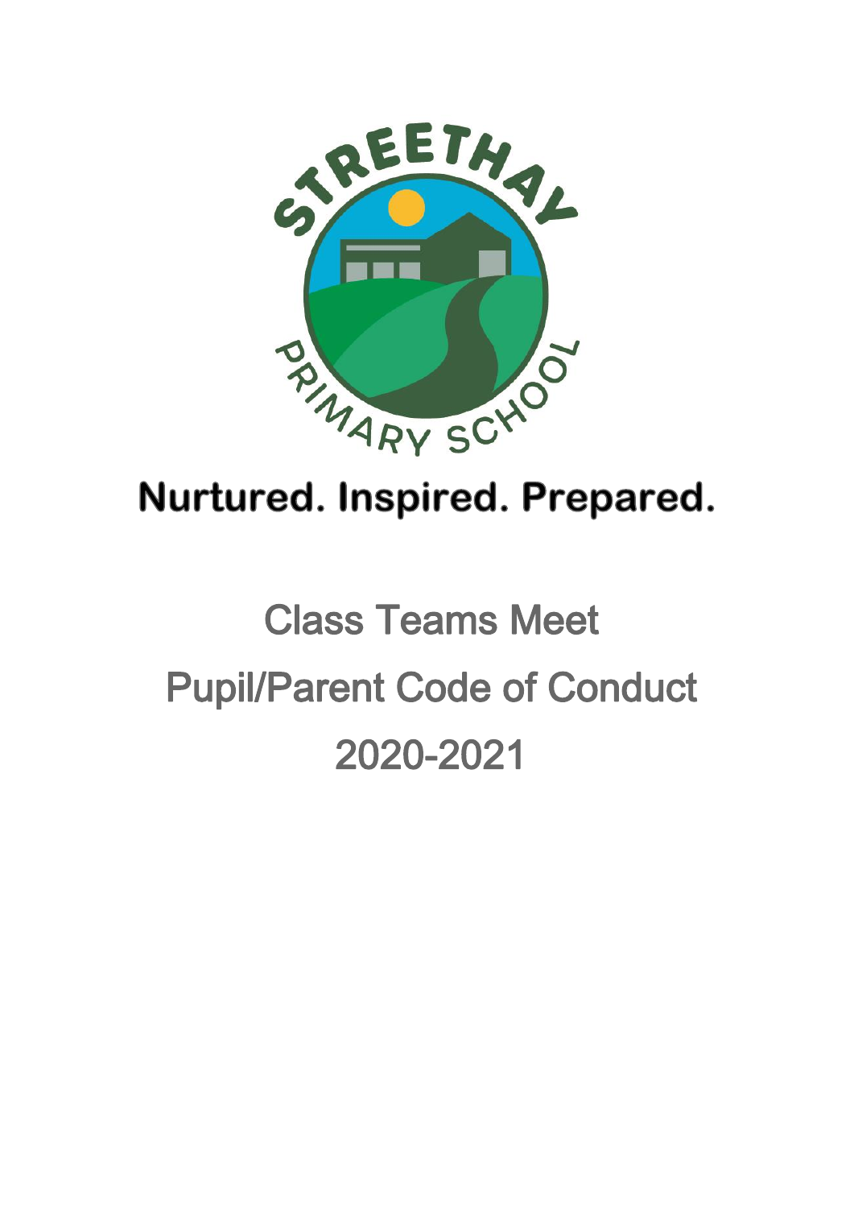**Nurtured. Inspired. Prepared.**

# Class Teams Meet
# Pupil/Parent Code of Conduct
# 2020-2021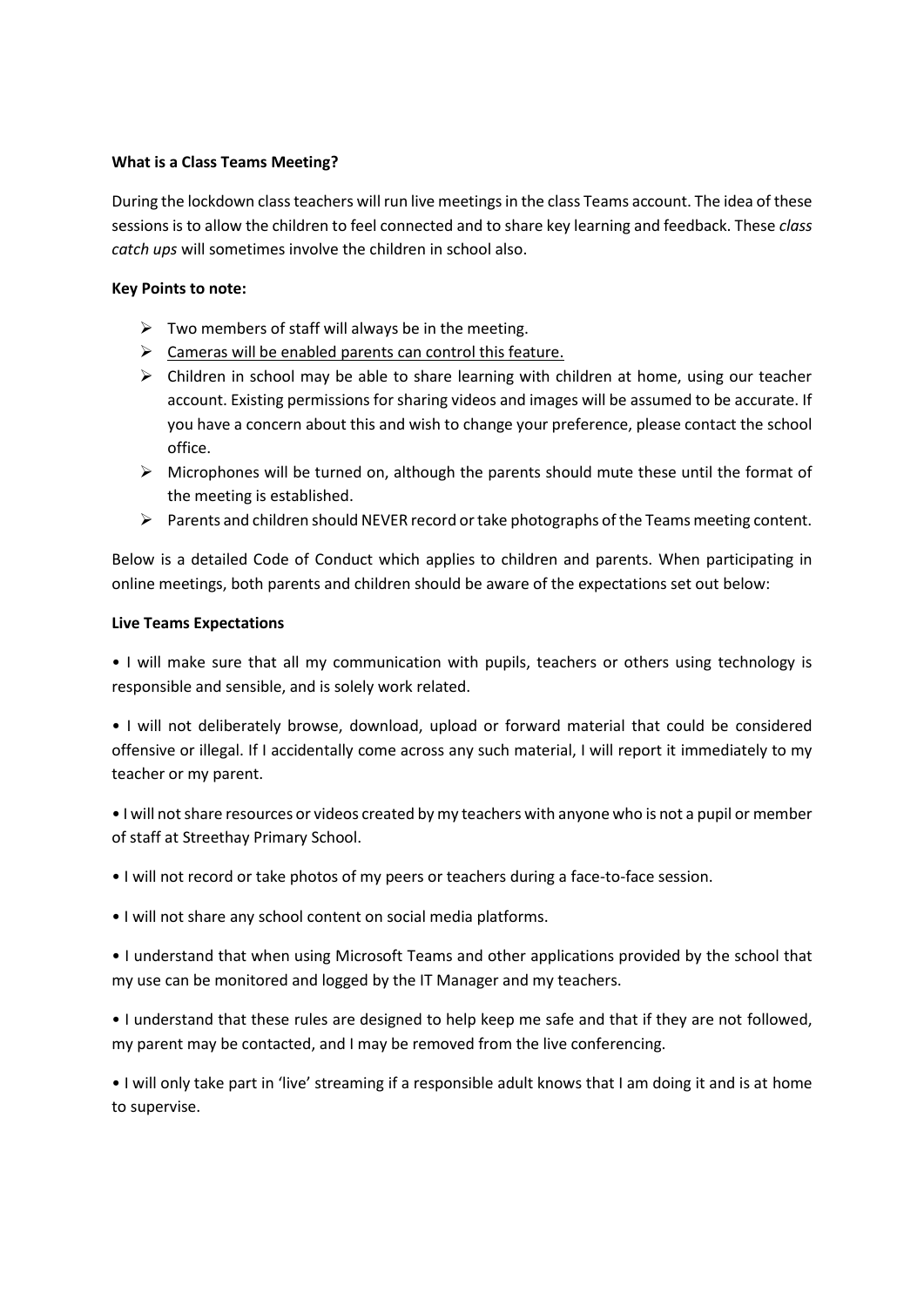**What is a Class Teams Meeting?**

During the lockdown class teachers will run live meetings in the class Teams account. The idea of these sessions is to allow the children to feel connected and to share key learning and feedback. These *class catch ups* will sometimes involve the children in school also.

**Key Points to note:**

- Two members of staff will always be in the meeting.
- <u>Cameras will be enabled parents can control this feature.</u>
- Children in school may be able to share learning with children at home, using our teacher account. Existing permissions for sharing videos and images will be assumed to be accurate. If you have a concern about this and wish to change your preference, please contact the school office.
- Microphones will be turned on, although the parents should mute these until the format of the meeting is established.
- Parents and children should NEVER record or take photographs of the Teams meeting content.

Below is a detailed Code of Conduct which applies to children and parents. When participating in online meetings, both parents and children should be aware of the expectations set out below:

**Live Teams Expectations**

• I will make sure that all my communication with pupils, teachers or others using technology is responsible and sensible, and is solely work related.

• I will not deliberately browse, download, upload or forward material that could be considered offensive or illegal. If I accidentally come across any such material, I will report it immediately to my teacher or my parent.

• I will not share resources or videos created by my teachers with anyone who is not a pupil or member of staff at Streethay Primary School.

• I will not record or take photos of my peers or teachers during a face-to-face session.

• I will not share any school content on social media platforms.

• I understand that when using Microsoft Teams and other applications provided by the school that my use can be monitored and logged by the IT Manager and my teachers.

• I understand that these rules are designed to help keep me safe and that if they are not followed, my parent may be contacted, and I may be removed from the live conferencing.

• I will only take part in 'live' streaming if a responsible adult knows that I am doing it and is at home to supervise.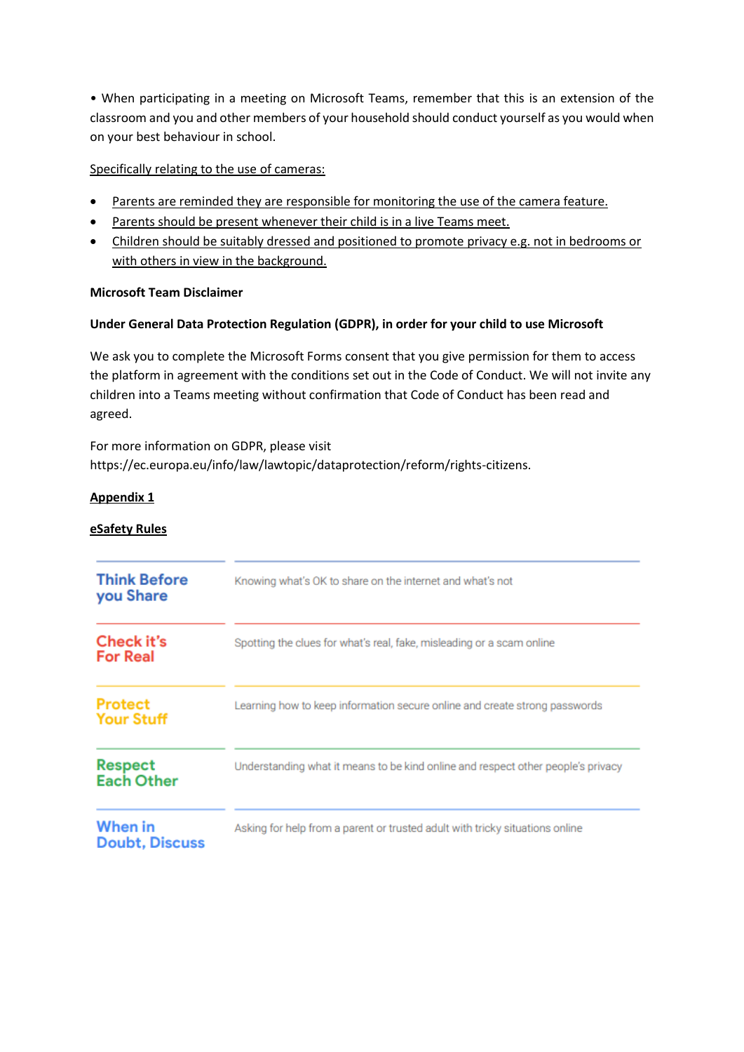• When participating in a meeting on Microsoft Teams, remember that this is an extension of the classroom and you and other members of your household should conduct yourself as you would when on your best behaviour in school.

Specifically relating to the use of cameras:

- Parents are reminded they are responsible for monitoring the use of the camera feature.
- Parents should be present whenever their child is in a live Teams meet.
- Children should be suitably dressed and positioned to promote privacy e.g. not in bedrooms or with others in view in the background.

**Microsoft Team Disclaimer**

**Under General Data Protection Regulation (GDPR), in order for your child to use Microsoft**

We ask you to complete the Microsoft Forms consent that you give permission for them to access the platform in agreement with the conditions set out in the Code of Conduct. We will not invite any children into a Teams meeting without confirmation that Code of Conduct has been read and agreed.

For more information on GDPR, please visit https://ec.europa.eu/info/law/lawtopic/dataprotection/reform/rights-citizens.

**Appendix 1**

**eSafety Rules**

| | |
|---|---|
| **Think Before you Share** | Knowing what's OK to share on the internet and what's not |
| **Check it's For Real** | Spotting the clues for what's real, fake, misleading or a scam online |
| **Protect Your Stuff** | Learning how to keep information secure online and create strong passwords |
| **Respect Each Other** | Understanding what it means to be kind online and respect other people's privacy |
| **When in Doubt, Discuss** | Asking for help from a parent or trusted adult with tricky situations online |